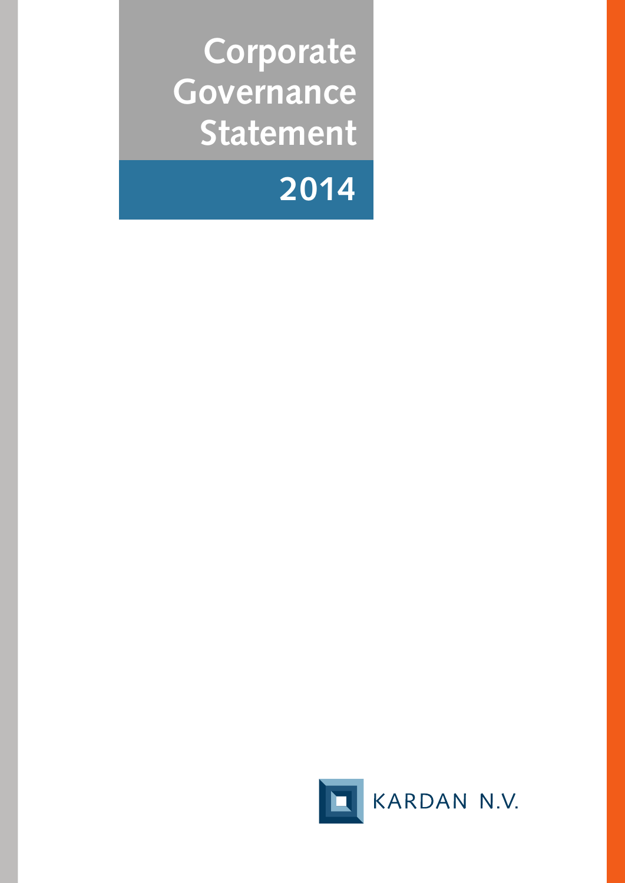# Corporate Governance Statement

## 2014

KARDAN N.V.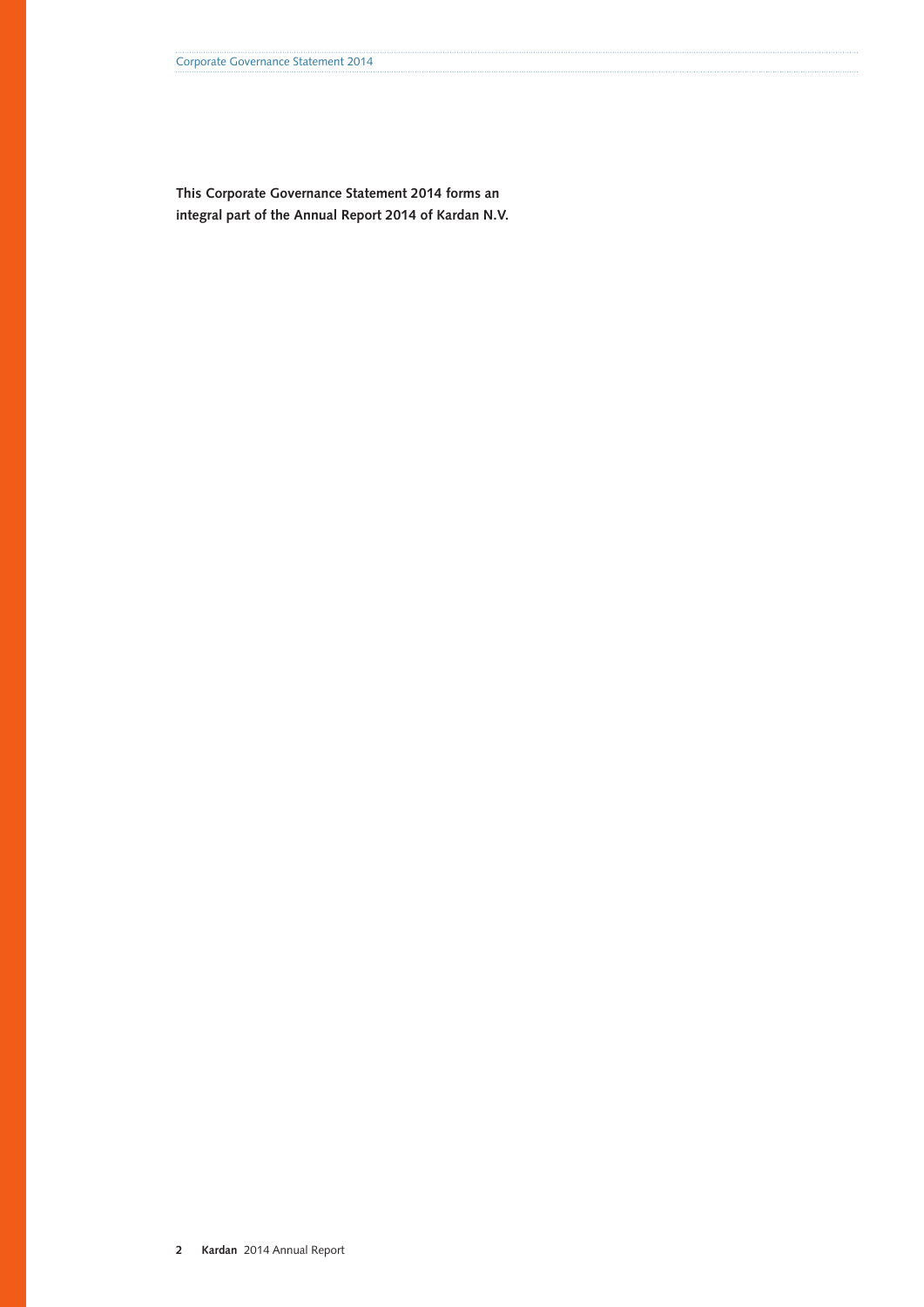**This Corporate Governance Statement 2014 forms an integral part of the Annual Report 2014 of Kardan N.V.**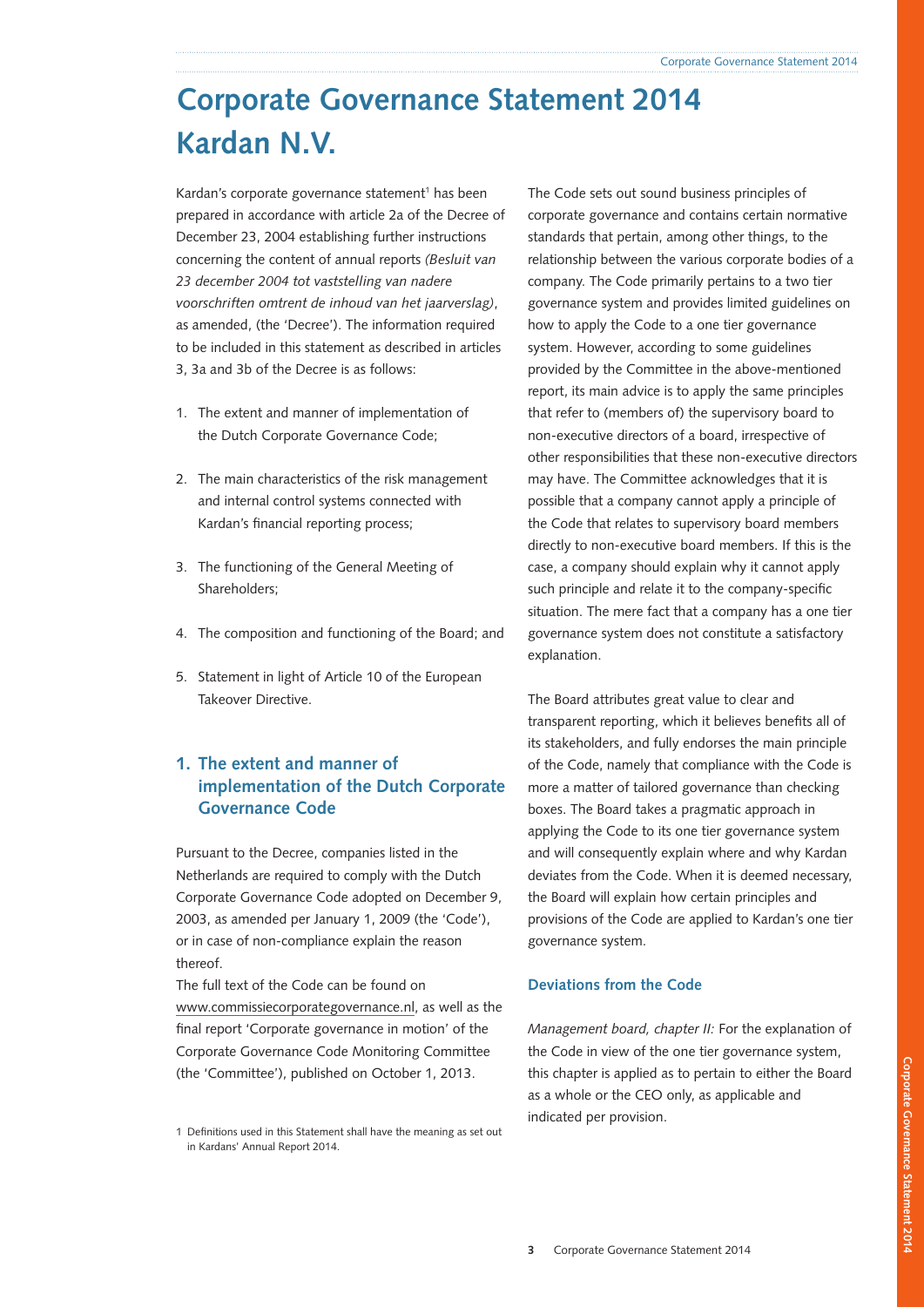# Corporate Governance Statement 2014 Kardan N.V.

Kardan's corporate governance statement[1] has been prepared in accordance with article 2a of the Decree of December 23, 2004 establishing further instructions concerning the content of annual reports *(Besluit van 23 december 2004 tot vaststelling van nadere voorschriften omtrent de inhoud van het jaarverslag)*, as amended, (the 'Decree'). The information required to be included in this statement as described in articles 3, 3a and 3b of the Decree is as follows:

1. The extent and manner of implementation of the Dutch Corporate Governance Code;
2. The main characteristics of the risk management and internal control systems connected with Kardan's financial reporting process;
3. The functioning of the General Meeting of Shareholders;
4. The composition and functioning of the Board; and
5. Statement in light of Article 10 of the European Takeover Directive.

## 1. The extent and manner of implementation of the Dutch Corporate Governance Code

Pursuant to the Decree, companies listed in the Netherlands are required to comply with the Dutch Corporate Governance Code adopted on December 9, 2003, as amended per January 1, 2009 (the 'Code'), or in case of non-compliance explain the reason thereof.

The full text of the Code can be found on www.commissiecorporategovernance.nl, as well as the final report 'Corporate governance in motion' of the Corporate Governance Code Monitoring Committee (the 'Committee'), published on October 1, 2013.

The Code sets out sound business principles of corporate governance and contains certain normative standards that pertain, among other things, to the relationship between the various corporate bodies of a company. The Code primarily pertains to a two tier governance system and provides limited guidelines on how to apply the Code to a one tier governance system. However, according to some guidelines provided by the Committee in the above-mentioned report, its main advice is to apply the same principles that refer to (members of) the supervisory board to non-executive directors of a board, irrespective of other responsibilities that these non-executive directors may have. The Committee acknowledges that it is possible that a company cannot apply a principle of the Code that relates to supervisory board members directly to non-executive board members. If this is the case, a company should explain why it cannot apply such principle and relate it to the company-specific situation. The mere fact that a company has a one tier governance system does not constitute a satisfactory explanation.

The Board attributes great value to clear and transparent reporting, which it believes benefits all of its stakeholders, and fully endorses the main principle of the Code, namely that compliance with the Code is more a matter of tailored governance than checking boxes. The Board takes a pragmatic approach in applying the Code to its one tier governance system and will consequently explain where and why Kardan deviates from the Code. When it is deemed necessary, the Board will explain how certain principles and provisions of the Code are applied to Kardan's one tier governance system.

### Deviations from the Code

*Management board, chapter II:* For the explanation of the Code in view of the one tier governance system, this chapter is applied as to pertain to either the Board as a whole or the CEO only, as applicable and indicated per provision.

1 Definitions used in this Statement shall have the meaning as set out in Kardans' Annual Report 2014.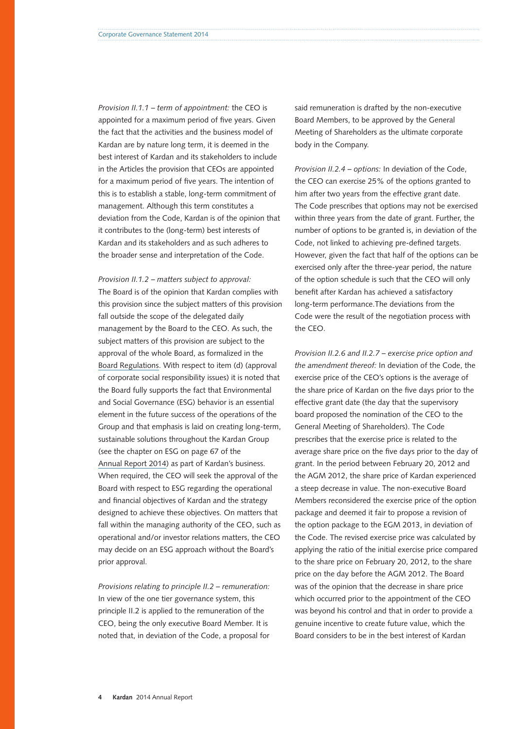*Provision II.1.1 – term of appointment:* the CEO is appointed for a maximum period of five years. Given the fact that the activities and the business model of Kardan are by nature long term, it is deemed in the best interest of Kardan and its stakeholders to include in the Articles the provision that CEOs are appointed for a maximum period of five years. The intention of this is to establish a stable, long-term commitment of management. Although this term constitutes a deviation from the Code, Kardan is of the opinion that it contributes to the (long-term) best interests of Kardan and its stakeholders and as such adheres to the broader sense and interpretation of the Code.

*Provision II.1.2 – matters subject to approval:* The Board is of the opinion that Kardan complies with this provision since the subject matters of this provision fall outside the scope of the delegated daily management by the Board to the CEO. As such, the subject matters of this provision are subject to the approval of the whole Board, as formalized in the Board Regulations. With respect to item (d) (approval of corporate social responsibility issues) it is noted that the Board fully supports the fact that Environmental and Social Governance (ESG) behavior is an essential element in the future success of the operations of the Group and that emphasis is laid on creating long-term, sustainable solutions throughout the Kardan Group (see the chapter on ESG on page 67 of the Annual Report 2014) as part of Kardan's business. When required, the CEO will seek the approval of the Board with respect to ESG regarding the operational and financial objectives of Kardan and the strategy designed to achieve these objectives. On matters that fall within the managing authority of the CEO, such as operational and/or investor relations matters, the CEO may decide on an ESG approach without the Board's prior approval.

*Provisions relating to principle II.2 – remuneration:* In view of the one tier governance system, this principle II.2 is applied to the remuneration of the CEO, being the only executive Board Member. It is noted that, in deviation of the Code, a proposal for said remuneration is drafted by the non-executive Board Members, to be approved by the General Meeting of Shareholders as the ultimate corporate body in the Company.

*Provision II.2.4 – options:* In deviation of the Code, the CEO can exercise 25% of the options granted to him after two years from the effective grant date. The Code prescribes that options may not be exercised within three years from the date of grant. Further, the number of options to be granted is, in deviation of the Code, not linked to achieving pre-defined targets. However, given the fact that half of the options can be exercised only after the three-year period, the nature of the option schedule is such that the CEO will only benefit after Kardan has achieved a satisfactory long-term performance.The deviations from the Code were the result of the negotiation process with the CEO.

*Provision II.2.6 and II.2.7 – exercise price option and the amendment thereof:* In deviation of the Code, the exercise price of the CEO's options is the average of the share price of Kardan on the five days prior to the effective grant date (the day that the supervisory board proposed the nomination of the CEO to the General Meeting of Shareholders). The Code prescribes that the exercise price is related to the average share price on the five days prior to the day of grant. In the period between February 20, 2012 and the AGM 2012, the share price of Kardan experienced a steep decrease in value. The non-executive Board Members reconsidered the exercise price of the option package and deemed it fair to propose a revision of the option package to the EGM 2013, in deviation of the Code. The revised exercise price was calculated by applying the ratio of the initial exercise price compared to the share price on February 20, 2012, to the share price on the day before the AGM 2012. The Board was of the opinion that the decrease in share price which occurred prior to the appointment of the CEO was beyond his control and that in order to provide a genuine incentive to create future value, which the Board considers to be in the best interest of Kardan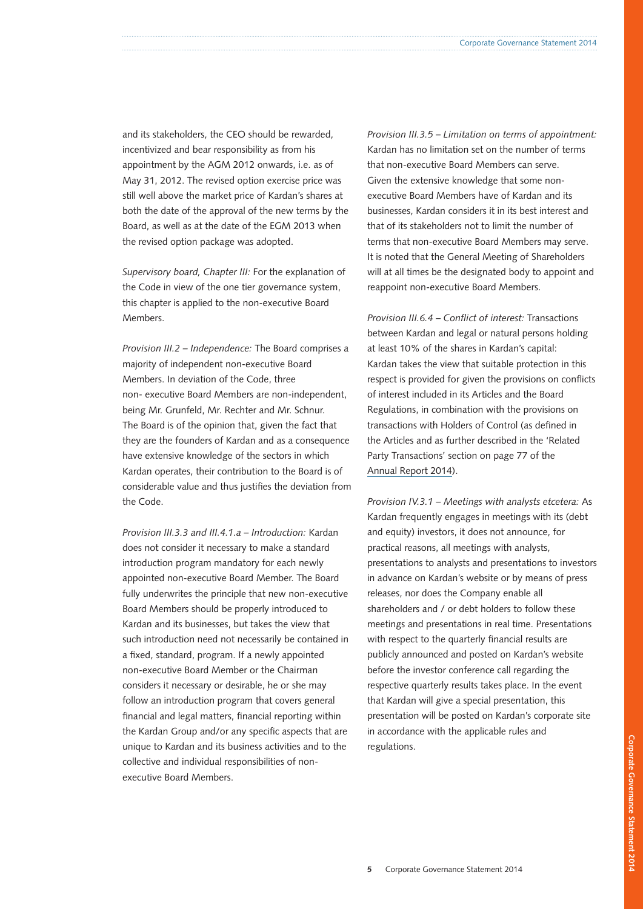and its stakeholders, the CEO should be rewarded, incentivized and bear responsibility as from his appointment by the AGM 2012 onwards, i.e. as of May 31, 2012. The revised option exercise price was still well above the market price of Kardan's shares at both the date of the approval of the new terms by the Board, as well as at the date of the EGM 2013 when the revised option package was adopted.

*Supervisory board, Chapter III:* For the explanation of the Code in view of the one tier governance system, this chapter is applied to the non-executive Board Members.

*Provision III.2 – Independence:* The Board comprises a majority of independent non-executive Board Members. In deviation of the Code, three non- executive Board Members are non-independent, being Mr. Grunfeld, Mr. Rechter and Mr. Schnur. The Board is of the opinion that, given the fact that they are the founders of Kardan and as a consequence have extensive knowledge of the sectors in which Kardan operates, their contribution to the Board is of considerable value and thus justifies the deviation from the Code.

*Provision III.3.3 and III.4.1.a – Introduction:* Kardan does not consider it necessary to make a standard introduction program mandatory for each newly appointed non-executive Board Member. The Board fully underwrites the principle that new non-executive Board Members should be properly introduced to Kardan and its businesses, but takes the view that such introduction need not necessarily be contained in a fixed, standard, program. If a newly appointed non-executive Board Member or the Chairman considers it necessary or desirable, he or she may follow an introduction program that covers general financial and legal matters, financial reporting within the Kardan Group and/or any specific aspects that are unique to Kardan and its business activities and to the collective and individual responsibilities of non-executive Board Members.

*Provision III.3.5 – Limitation on terms of appointment:* Kardan has no limitation set on the number of terms that non-executive Board Members can serve. Given the extensive knowledge that some non-executive Board Members have of Kardan and its businesses, Kardan considers it in its best interest and that of its stakeholders not to limit the number of terms that non-executive Board Members may serve. It is noted that the General Meeting of Shareholders will at all times be the designated body to appoint and reappoint non-executive Board Members.

*Provision III.6.4 – Conflict of interest:* Transactions between Kardan and legal or natural persons holding at least 10% of the shares in Kardan's capital: Kardan takes the view that suitable protection in this respect is provided for given the provisions on conflicts of interest included in its Articles and the Board Regulations, in combination with the provisions on transactions with Holders of Control (as defined in the Articles and as further described in the 'Related Party Transactions' section on page 77 of the Annual Report 2014).

*Provision IV.3.1 – Meetings with analysts etcetera:* As Kardan frequently engages in meetings with its (debt and equity) investors, it does not announce, for practical reasons, all meetings with analysts, presentations to analysts and presentations to investors in advance on Kardan's website or by means of press releases, nor does the Company enable all shareholders and / or debt holders to follow these meetings and presentations in real time. Presentations with respect to the quarterly financial results are publicly announced and posted on Kardan's website before the investor conference call regarding the respective quarterly results takes place. In the event that Kardan will give a special presentation, this presentation will be posted on Kardan's corporate site in accordance with the applicable rules and regulations.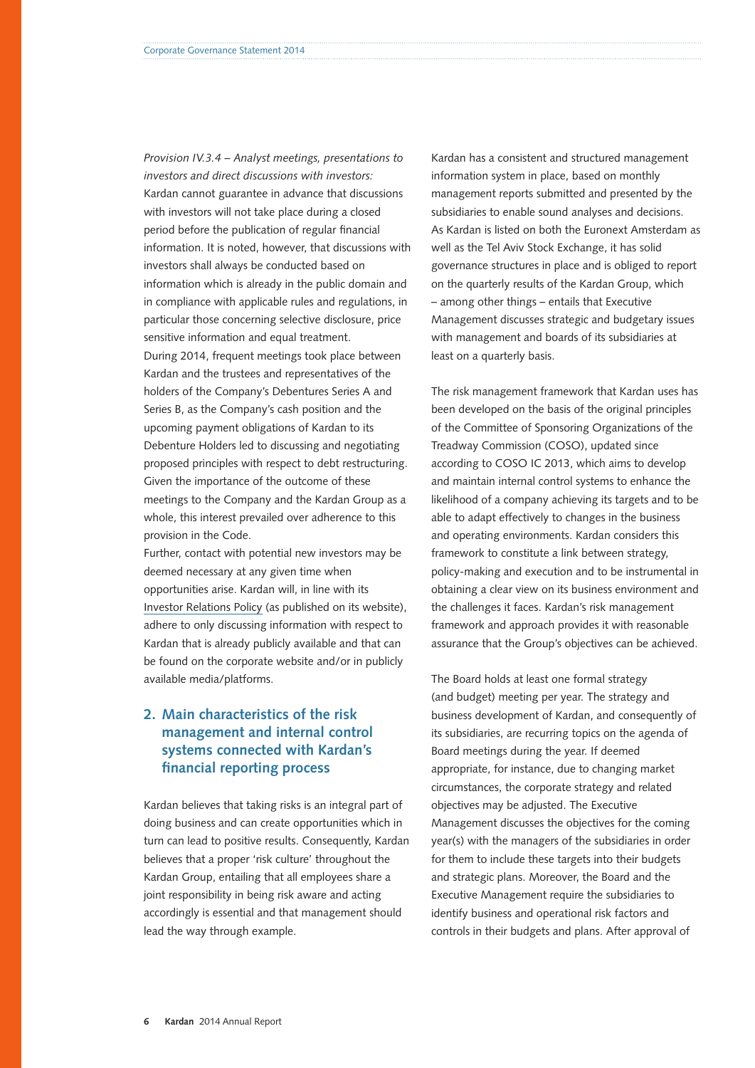*Provision IV.3.4 – Analyst meetings, presentations to investors and direct discussions with investors:*
Kardan cannot guarantee in advance that discussions with investors will not take place during a closed period before the publication of regular financial information. It is noted, however, that discussions with investors shall always be conducted based on information which is already in the public domain and in compliance with applicable rules and regulations, in particular those concerning selective disclosure, price sensitive information and equal treatment.
During 2014, frequent meetings took place between Kardan and the trustees and representatives of the holders of the Company's Debentures Series A and Series B, as the Company's cash position and the upcoming payment obligations of Kardan to its Debenture Holders led to discussing and negotiating proposed principles with respect to debt restructuring. Given the importance of the outcome of these meetings to the Company and the Kardan Group as a whole, this interest prevailed over adherence to this provision in the Code.
Further, contact with potential new investors may be deemed necessary at any given time when opportunities arise. Kardan will, in line with its Investor Relations Policy (as published on its website), adhere to only discussing information with respect to Kardan that is already publicly available and that can be found on the corporate website and/or in publicly available media/platforms.

## 2. Main characteristics of the risk management and internal control systems connected with Kardan's financial reporting process

Kardan believes that taking risks is an integral part of doing business and can create opportunities which in turn can lead to positive results. Consequently, Kardan believes that a proper 'risk culture' throughout the Kardan Group, entailing that all employees share a joint responsibility in being risk aware and acting accordingly is essential and that management should lead the way through example.

Kardan has a consistent and structured management information system in place, based on monthly management reports submitted and presented by the subsidiaries to enable sound analyses and decisions. As Kardan is listed on both the Euronext Amsterdam as well as the Tel Aviv Stock Exchange, it has solid governance structures in place and is obliged to report on the quarterly results of the Kardan Group, which – among other things – entails that Executive Management discusses strategic and budgetary issues with management and boards of its subsidiaries at least on a quarterly basis.

The risk management framework that Kardan uses has been developed on the basis of the original principles of the Committee of Sponsoring Organizations of the Treadway Commission (COSO), updated since according to COSO IC 2013, which aims to develop and maintain internal control systems to enhance the likelihood of a company achieving its targets and to be able to adapt effectively to changes in the business and operating environments. Kardan considers this framework to constitute a link between strategy, policy-making and execution and to be instrumental in obtaining a clear view on its business environment and the challenges it faces. Kardan's risk management framework and approach provides it with reasonable assurance that the Group's objectives can be achieved.

The Board holds at least one formal strategy (and budget) meeting per year. The strategy and business development of Kardan, and consequently of its subsidiaries, are recurring topics on the agenda of Board meetings during the year. If deemed appropriate, for instance, due to changing market circumstances, the corporate strategy and related objectives may be adjusted. The Executive Management discusses the objectives for the coming year(s) with the managers of the subsidiaries in order for them to include these targets into their budgets and strategic plans. Moreover, the Board and the Executive Management require the subsidiaries to identify business and operational risk factors and controls in their budgets and plans. After approval of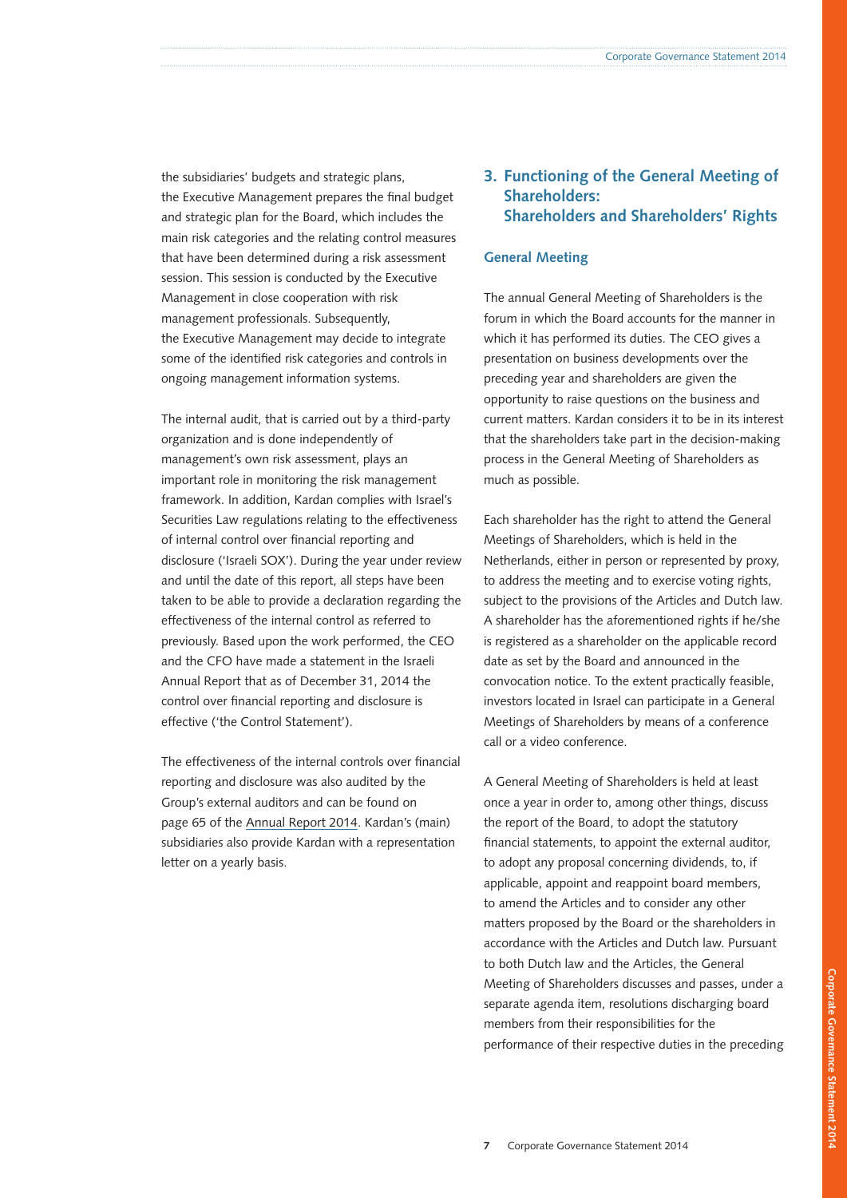the subsidiaries' budgets and strategic plans, the Executive Management prepares the final budget and strategic plan for the Board, which includes the main risk categories and the relating control measures that have been determined during a risk assessment session. This session is conducted by the Executive Management in close cooperation with risk management professionals. Subsequently, the Executive Management may decide to integrate some of the identified risk categories and controls in ongoing management information systems.

The internal audit, that is carried out by a third-party organization and is done independently of management's own risk assessment, plays an important role in monitoring the risk management framework. In addition, Kardan complies with Israel's Securities Law regulations relating to the effectiveness of internal control over financial reporting and disclosure ('Israeli SOX'). During the year under review and until the date of this report, all steps have been taken to be able to provide a declaration regarding the effectiveness of the internal control as referred to previously. Based upon the work performed, the CEO and the CFO have made a statement in the Israeli Annual Report that as of December 31, 2014 the control over financial reporting and disclosure is effective ('the Control Statement').

The effectiveness of the internal controls over financial reporting and disclosure was also audited by the Group's external auditors and can be found on page 65 of the Annual Report 2014. Kardan's (main) subsidiaries also provide Kardan with a representation letter on a yearly basis.

## 3. Functioning of the General Meeting of Shareholders: Shareholders and Shareholders' Rights

### General Meeting

The annual General Meeting of Shareholders is the forum in which the Board accounts for the manner in which it has performed its duties. The CEO gives a presentation on business developments over the preceding year and shareholders are given the opportunity to raise questions on the business and current matters. Kardan considers it to be in its interest that the shareholders take part in the decision-making process in the General Meeting of Shareholders as much as possible.

Each shareholder has the right to attend the General Meetings of Shareholders, which is held in the Netherlands, either in person or represented by proxy, to address the meeting and to exercise voting rights, subject to the provisions of the Articles and Dutch law. A shareholder has the aforementioned rights if he/she is registered as a shareholder on the applicable record date as set by the Board and announced in the convocation notice. To the extent practically feasible, investors located in Israel can participate in a General Meetings of Shareholders by means of a conference call or a video conference.

A General Meeting of Shareholders is held at least once a year in order to, among other things, discuss the report of the Board, to adopt the statutory financial statements, to appoint the external auditor, to adopt any proposal concerning dividends, to, if applicable, appoint and reappoint board members, to amend the Articles and to consider any other matters proposed by the Board or the shareholders in accordance with the Articles and Dutch law. Pursuant to both Dutch law and the Articles, the General Meeting of Shareholders discusses and passes, under a separate agenda item, resolutions discharging board members from their responsibilities for the performance of their respective duties in the preceding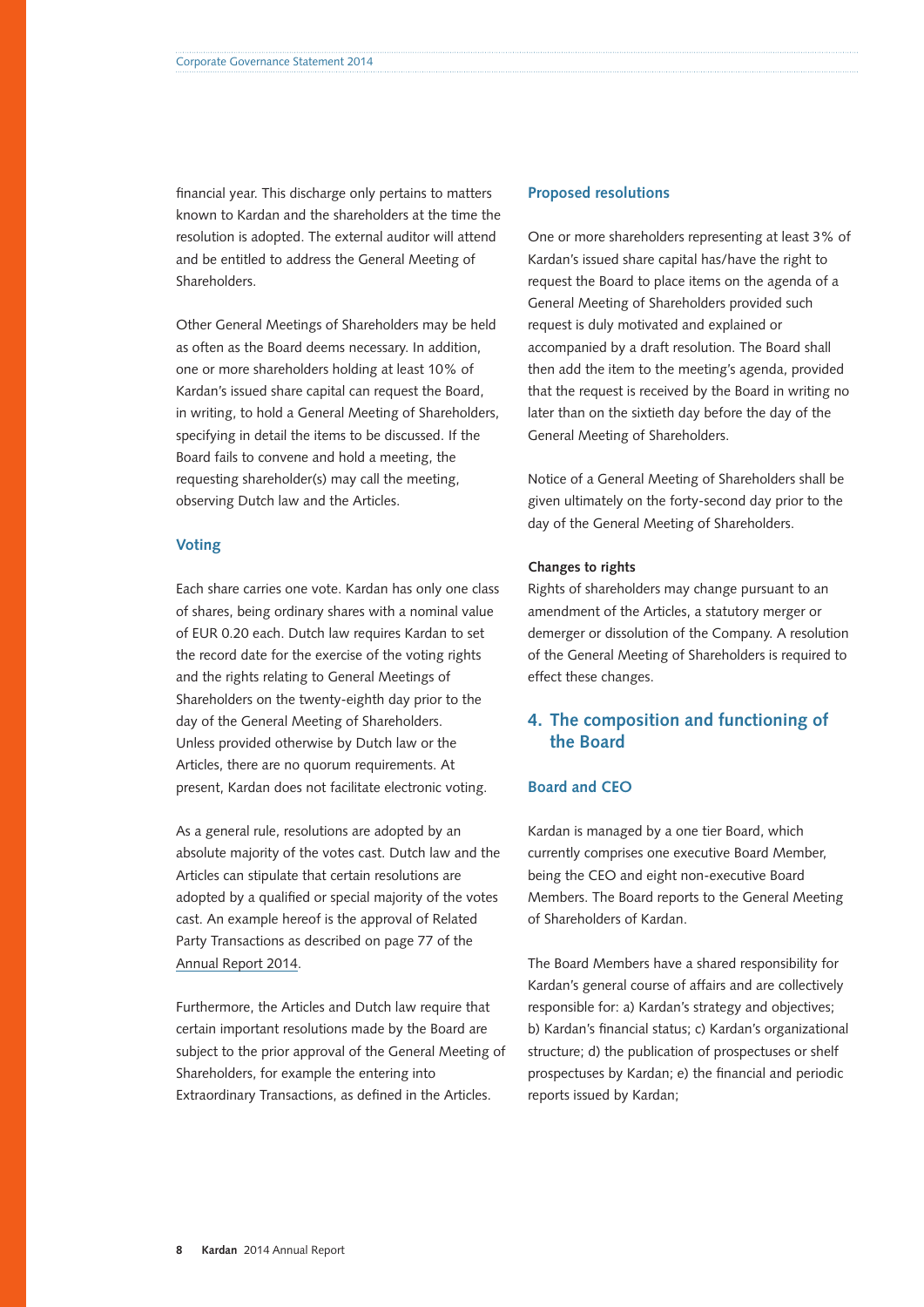financial year. This discharge only pertains to matters known to Kardan and the shareholders at the time the resolution is adopted. The external auditor will attend and be entitled to address the General Meeting of Shareholders.

Other General Meetings of Shareholders may be held as often as the Board deems necessary. In addition, one or more shareholders holding at least 10% of Kardan's issued share capital can request the Board, in writing, to hold a General Meeting of Shareholders, specifying in detail the items to be discussed. If the Board fails to convene and hold a meeting, the requesting shareholder(s) may call the meeting, observing Dutch law and the Articles.

### Voting

Each share carries one vote. Kardan has only one class of shares, being ordinary shares with a nominal value of EUR 0.20 each. Dutch law requires Kardan to set the record date for the exercise of the voting rights and the rights relating to General Meetings of Shareholders on the twenty-eighth day prior to the day of the General Meeting of Shareholders. Unless provided otherwise by Dutch law or the Articles, there are no quorum requirements. At present, Kardan does not facilitate electronic voting.

As a general rule, resolutions are adopted by an absolute majority of the votes cast. Dutch law and the Articles can stipulate that certain resolutions are adopted by a qualified or special majority of the votes cast. An example hereof is the approval of Related Party Transactions as described on page 77 of the Annual Report 2014.

Furthermore, the Articles and Dutch law require that certain important resolutions made by the Board are subject to the prior approval of the General Meeting of Shareholders, for example the entering into Extraordinary Transactions, as defined in the Articles.

### Proposed resolutions

One or more shareholders representing at least 3% of Kardan's issued share capital has/have the right to request the Board to place items on the agenda of a General Meeting of Shareholders provided such request is duly motivated and explained or accompanied by a draft resolution. The Board shall then add the item to the meeting's agenda, provided that the request is received by the Board in writing no later than on the sixtieth day before the day of the General Meeting of Shareholders.

Notice of a General Meeting of Shareholders shall be given ultimately on the forty-second day prior to the day of the General Meeting of Shareholders.

**Changes to rights**

Rights of shareholders may change pursuant to an amendment of the Articles, a statutory merger or demerger or dissolution of the Company. A resolution of the General Meeting of Shareholders is required to effect these changes.

## 4. The composition and functioning of the Board

### Board and CEO

Kardan is managed by a one tier Board, which currently comprises one executive Board Member, being the CEO and eight non-executive Board Members. The Board reports to the General Meeting of Shareholders of Kardan.

The Board Members have a shared responsibility for Kardan's general course of affairs and are collectively responsible for: a) Kardan's strategy and objectives; b) Kardan's financial status; c) Kardan's organizational structure; d) the publication of prospectuses or shelf prospectuses by Kardan; e) the financial and periodic reports issued by Kardan;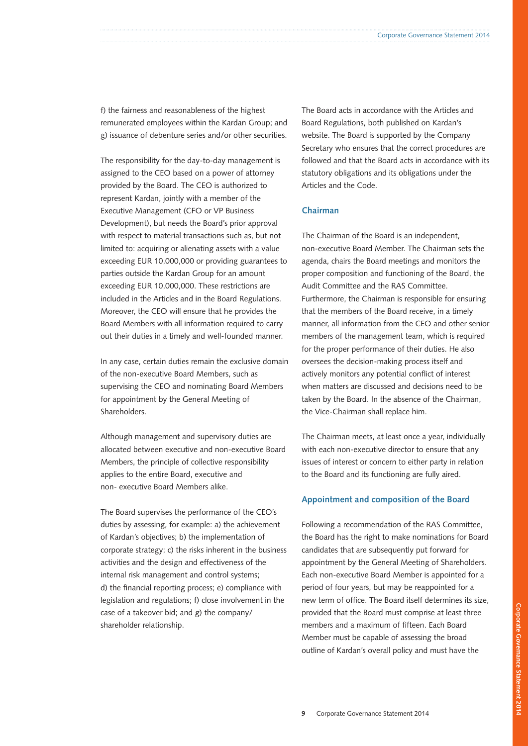f) the fairness and reasonableness of the highest remunerated employees within the Kardan Group; and g) issuance of debenture series and/or other securities.

The responsibility for the day-to-day management is assigned to the CEO based on a power of attorney provided by the Board. The CEO is authorized to represent Kardan, jointly with a member of the Executive Management (CFO or VP Business Development), but needs the Board's prior approval with respect to material transactions such as, but not limited to: acquiring or alienating assets with a value exceeding EUR 10,000,000 or providing guarantees to parties outside the Kardan Group for an amount exceeding EUR 10,000,000. These restrictions are included in the Articles and in the Board Regulations. Moreover, the CEO will ensure that he provides the Board Members with all information required to carry out their duties in a timely and well-founded manner.

In any case, certain duties remain the exclusive domain of the non-executive Board Members, such as supervising the CEO and nominating Board Members for appointment by the General Meeting of Shareholders.

Although management and supervisory duties are allocated between executive and non-executive Board Members, the principle of collective responsibility applies to the entire Board, executive and non- executive Board Members alike.

The Board supervises the performance of the CEO's duties by assessing, for example: a) the achievement of Kardan's objectives; b) the implementation of corporate strategy; c) the risks inherent in the business activities and the design and effectiveness of the internal risk management and control systems; d) the financial reporting process; e) compliance with legislation and regulations; f) close involvement in the case of a takeover bid; and g) the company/ shareholder relationship.

The Board acts in accordance with the Articles and Board Regulations, both published on Kardan's website. The Board is supported by the Company Secretary who ensures that the correct procedures are followed and that the Board acts in accordance with its statutory obligations and its obligations under the Articles and the Code.

## Chairman

The Chairman of the Board is an independent, non-executive Board Member. The Chairman sets the agenda, chairs the Board meetings and monitors the proper composition and functioning of the Board, the Audit Committee and the RAS Committee. Furthermore, the Chairman is responsible for ensuring that the members of the Board receive, in a timely manner, all information from the CEO and other senior members of the management team, which is required for the proper performance of their duties. He also oversees the decision-making process itself and actively monitors any potential conflict of interest when matters are discussed and decisions need to be taken by the Board. In the absence of the Chairman, the Vice-Chairman shall replace him.

The Chairman meets, at least once a year, individually with each non-executive director to ensure that any issues of interest or concern to either party in relation to the Board and its functioning are fully aired.

## Appointment and composition of the Board

Following a recommendation of the RAS Committee, the Board has the right to make nominations for Board candidates that are subsequently put forward for appointment by the General Meeting of Shareholders. Each non-executive Board Member is appointed for a period of four years, but may be reappointed for a new term of office. The Board itself determines its size, provided that the Board must comprise at least three members and a maximum of fifteen. Each Board Member must be capable of assessing the broad outline of Kardan's overall policy and must have the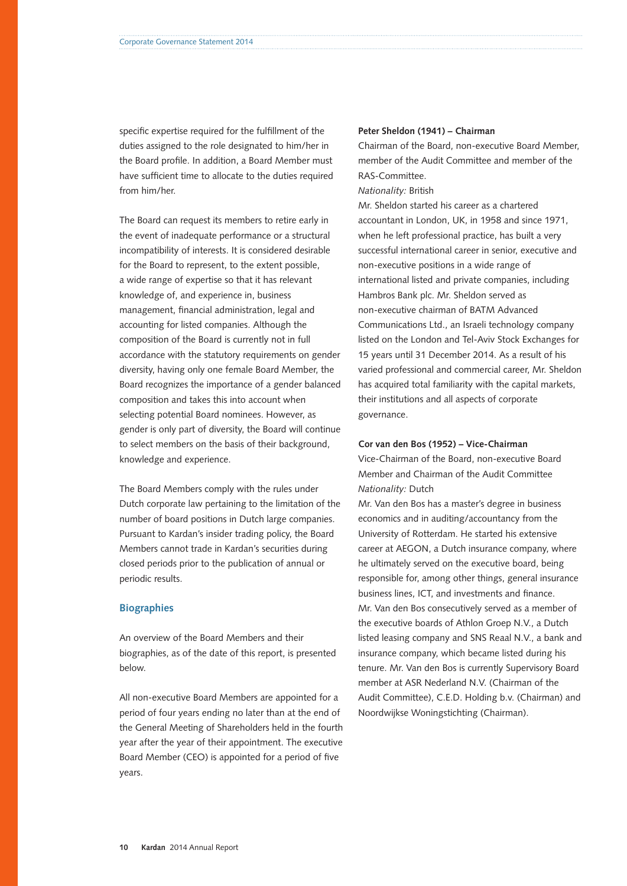specific expertise required for the fulfillment of the duties assigned to the role designated to him/her in the Board profile. In addition, a Board Member must have sufficient time to allocate to the duties required from him/her.

The Board can request its members to retire early in the event of inadequate performance or a structural incompatibility of interests. It is considered desirable for the Board to represent, to the extent possible, a wide range of expertise so that it has relevant knowledge of, and experience in, business management, financial administration, legal and accounting for listed companies. Although the composition of the Board is currently not in full accordance with the statutory requirements on gender diversity, having only one female Board Member, the Board recognizes the importance of a gender balanced composition and takes this into account when selecting potential Board nominees. However, as gender is only part of diversity, the Board will continue to select members on the basis of their background, knowledge and experience.

The Board Members comply with the rules under Dutch corporate law pertaining to the limitation of the number of board positions in Dutch large companies. Pursuant to Kardan's insider trading policy, the Board Members cannot trade in Kardan's securities during closed periods prior to the publication of annual or periodic results.

## Biographies

An overview of the Board Members and their biographies, as of the date of this report, is presented below.

All non-executive Board Members are appointed for a period of four years ending no later than at the end of the General Meeting of Shareholders held in the fourth year after the year of their appointment. The executive Board Member (CEO) is appointed for a period of five years.

**Peter Sheldon (1941) – Chairman**

Chairman of the Board, non-executive Board Member, member of the Audit Committee and member of the RAS-Committee.

*Nationality:* British

Mr. Sheldon started his career as a chartered accountant in London, UK, in 1958 and since 1971, when he left professional practice, has built a very successful international career in senior, executive and non-executive positions in a wide range of international listed and private companies, including Hambros Bank plc. Mr. Sheldon served as non-executive chairman of BATM Advanced Communications Ltd., an Israeli technology company listed on the London and Tel-Aviv Stock Exchanges for 15 years until 31 December 2014. As a result of his varied professional and commercial career, Mr. Sheldon has acquired total familiarity with the capital markets, their institutions and all aspects of corporate governance.

**Cor van den Bos (1952) – Vice-Chairman**

Vice-Chairman of the Board, non-executive Board Member and Chairman of the Audit Committee

*Nationality:* Dutch

Mr. Van den Bos has a master's degree in business economics and in auditing/accountancy from the University of Rotterdam. He started his extensive career at AEGON, a Dutch insurance company, where he ultimately served on the executive board, being responsible for, among other things, general insurance business lines, ICT, and investments and finance. Mr. Van den Bos consecutively served as a member of the executive boards of Athlon Groep N.V., a Dutch listed leasing company and SNS Reaal N.V., a bank and insurance company, which became listed during his tenure. Mr. Van den Bos is currently Supervisory Board member at ASR Nederland N.V. (Chairman of the Audit Committee), C.E.D. Holding b.v. (Chairman) and Noordwijkse Woningstichting (Chairman).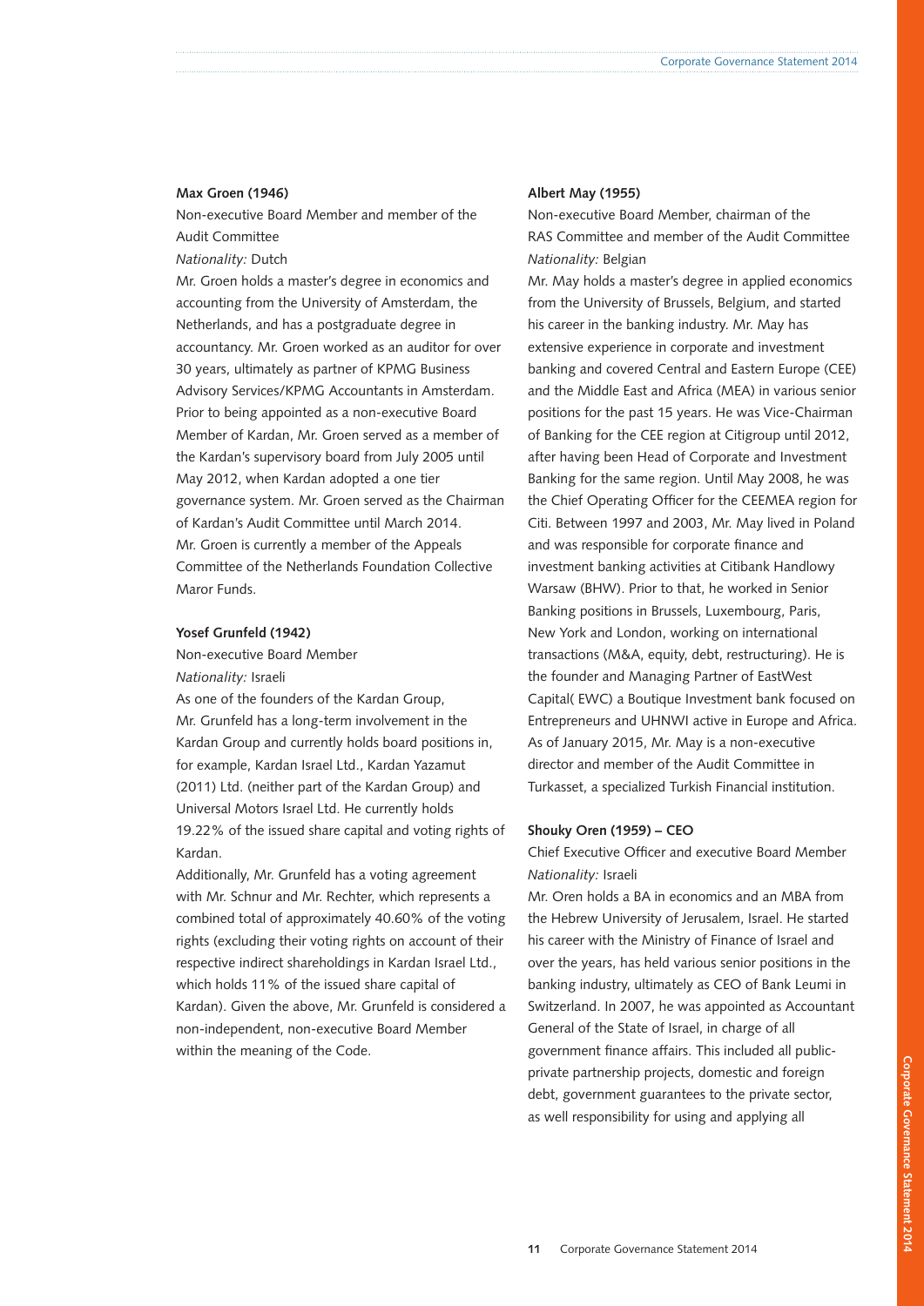**Max Groen (1946)**

Non-executive Board Member and member of the Audit Committee

*Nationality:* Dutch

Mr. Groen holds a master's degree in economics and accounting from the University of Amsterdam, the Netherlands, and has a postgraduate degree in accountancy. Mr. Groen worked as an auditor for over 30 years, ultimately as partner of KPMG Business Advisory Services/KPMG Accountants in Amsterdam. Prior to being appointed as a non-executive Board Member of Kardan, Mr. Groen served as a member of the Kardan's supervisory board from July 2005 until May 2012, when Kardan adopted a one tier governance system. Mr. Groen served as the Chairman of Kardan's Audit Committee until March 2014. Mr. Groen is currently a member of the Appeals Committee of the Netherlands Foundation Collective Maror Funds.

**Yosef Grunfeld (1942)**

Non-executive Board Member

*Nationality:* Israeli

As one of the founders of the Kardan Group, Mr. Grunfeld has a long-term involvement in the Kardan Group and currently holds board positions in, for example, Kardan Israel Ltd., Kardan Yazamut (2011) Ltd. (neither part of the Kardan Group) and Universal Motors Israel Ltd. He currently holds 19.22% of the issued share capital and voting rights of Kardan.

Additionally, Mr. Grunfeld has a voting agreement with Mr. Schnur and Mr. Rechter, which represents a combined total of approximately 40.60% of the voting rights (excluding their voting rights on account of their respective indirect shareholdings in Kardan Israel Ltd., which holds 11% of the issued share capital of Kardan). Given the above, Mr. Grunfeld is considered a non-independent, non-executive Board Member within the meaning of the Code.

**Albert May (1955)**

Non-executive Board Member, chairman of the RAS Committee and member of the Audit Committee

*Nationality:* Belgian

Mr. May holds a master's degree in applied economics from the University of Brussels, Belgium, and started his career in the banking industry. Mr. May has extensive experience in corporate and investment banking and covered Central and Eastern Europe (CEE) and the Middle East and Africa (MEA) in various senior positions for the past 15 years. He was Vice-Chairman of Banking for the CEE region at Citigroup until 2012, after having been Head of Corporate and Investment Banking for the same region. Until May 2008, he was the Chief Operating Officer for the CEEMEA region for Citi. Between 1997 and 2003, Mr. May lived in Poland and was responsible for corporate finance and investment banking activities at Citibank Handlowy Warsaw (BHW). Prior to that, he worked in Senior Banking positions in Brussels, Luxembourg, Paris, New York and London, working on international transactions (M&A, equity, debt, restructuring). He is the founder and Managing Partner of EastWest Capital( EWC) a Boutique Investment bank focused on Entrepreneurs and UHNWI active in Europe and Africa. As of January 2015, Mr. May is a non-executive director and member of the Audit Committee in Turkasset, a specialized Turkish Financial institution.

**Shouky Oren (1959) – CEO**

Chief Executive Officer and executive Board Member

*Nationality:* Israeli

Mr. Oren holds a BA in economics and an MBA from the Hebrew University of Jerusalem, Israel. He started his career with the Ministry of Finance of Israel and over the years, has held various senior positions in the banking industry, ultimately as CEO of Bank Leumi in Switzerland. In 2007, he was appointed as Accountant General of the State of Israel, in charge of all government finance affairs. This included all public-private partnership projects, domestic and foreign debt, government guarantees to the private sector, as well responsibility for using and applying all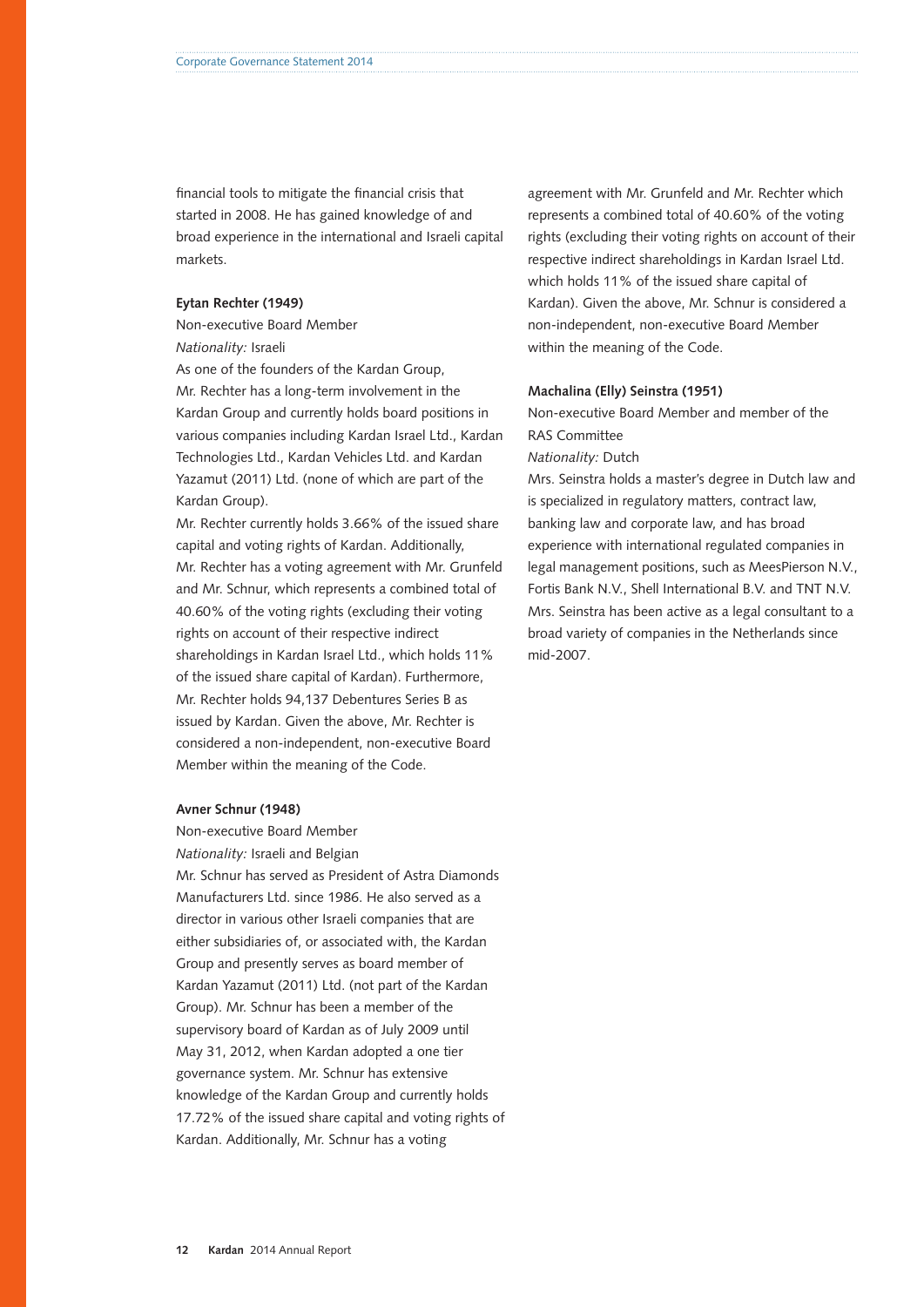financial tools to mitigate the financial crisis that started in 2008. He has gained knowledge of and broad experience in the international and Israeli capital markets.

**Eytan Rechter (1949)**

Non-executive Board Member

*Nationality:* Israeli

As one of the founders of the Kardan Group, Mr. Rechter has a long-term involvement in the Kardan Group and currently holds board positions in various companies including Kardan Israel Ltd., Kardan Technologies Ltd., Kardan Vehicles Ltd. and Kardan Yazamut (2011) Ltd. (none of which are part of the Kardan Group).

Mr. Rechter currently holds 3.66% of the issued share capital and voting rights of Kardan. Additionally, Mr. Rechter has a voting agreement with Mr. Grunfeld and Mr. Schnur, which represents a combined total of 40.60% of the voting rights (excluding their voting rights on account of their respective indirect shareholdings in Kardan Israel Ltd., which holds 11% of the issued share capital of Kardan). Furthermore, Mr. Rechter holds 94,137 Debentures Series B as issued by Kardan. Given the above, Mr. Rechter is considered a non-independent, non-executive Board Member within the meaning of the Code.

**Avner Schnur (1948)**

Non-executive Board Member

*Nationality:* Israeli and Belgian

Mr. Schnur has served as President of Astra Diamonds Manufacturers Ltd. since 1986. He also served as a director in various other Israeli companies that are either subsidiaries of, or associated with, the Kardan Group and presently serves as board member of Kardan Yazamut (2011) Ltd. (not part of the Kardan Group). Mr. Schnur has been a member of the supervisory board of Kardan as of July 2009 until May 31, 2012, when Kardan adopted a one tier governance system. Mr. Schnur has extensive knowledge of the Kardan Group and currently holds 17.72% of the issued share capital and voting rights of Kardan. Additionally, Mr. Schnur has a voting agreement with Mr. Grunfeld and Mr. Rechter which represents a combined total of 40.60% of the voting rights (excluding their voting rights on account of their respective indirect shareholdings in Kardan Israel Ltd. which holds 11% of the issued share capital of Kardan). Given the above, Mr. Schnur is considered a non-independent, non-executive Board Member within the meaning of the Code.

**Machalina (Elly) Seinstra (1951)**

Non-executive Board Member and member of the RAS Committee

*Nationality:* Dutch

Mrs. Seinstra holds a master's degree in Dutch law and is specialized in regulatory matters, contract law, banking law and corporate law, and has broad experience with international regulated companies in legal management positions, such as MeesPierson N.V., Fortis Bank N.V., Shell International B.V. and TNT N.V. Mrs. Seinstra has been active as a legal consultant to a broad variety of companies in the Netherlands since mid-2007.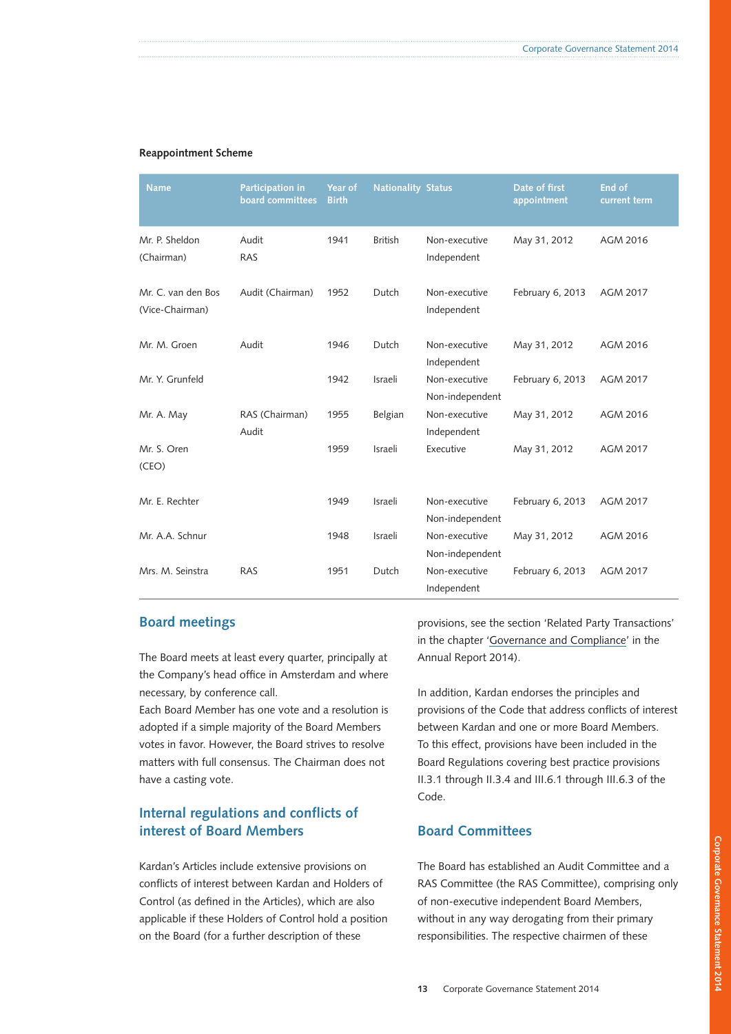**Reappointment Scheme**

| Name | Participation in board committees | Year of Birth | Nationality | Status | Date of first appointment | End of current term |
|---|---|---|---|---|---|---|
| Mr. P. Sheldon (Chairman) | Audit RAS | 1941 | British | Non-executive Independent | May 31, 2012 | AGM 2016 |
| Mr. C. van den Bos (Vice-Chairman) | Audit (Chairman) | 1952 | Dutch | Non-executive Independent | February 6, 2013 | AGM 2017 |
| Mr. M. Groen | Audit | 1946 | Dutch | Non-executive Independent | May 31, 2012 | AGM 2016 |
| Mr. Y. Grunfeld | | 1942 | Israeli | Non-executive Non-independent | February 6, 2013 | AGM 2017 |
| Mr. A. May | RAS (Chairman) Audit | 1955 | Belgian | Non-executive Independent | May 31, 2012 | AGM 2016 |
| Mr. S. Oren (CEO) | | 1959 | Israeli | Executive | May 31, 2012 | AGM 2017 |
| Mr. E. Rechter | | 1949 | Israeli | Non-executive Non-independent | February 6, 2013 | AGM 2017 |
| Mr. A.A. Schnur | | 1948 | Israeli | Non-executive Non-independent | May 31, 2012 | AGM 2016 |
| Mrs. M. Seinstra | RAS | 1951 | Dutch | Non-executive Independent | February 6, 2013 | AGM 2017 |

## Board meetings

The Board meets at least every quarter, principally at the Company's head office in Amsterdam and where necessary, by conference call.
Each Board Member has one vote and a resolution is adopted if a simple majority of the Board Members votes in favor. However, the Board strives to resolve matters with full consensus. The Chairman does not have a casting vote.

## Internal regulations and conflicts of interest of Board Members

Kardan's Articles include extensive provisions on conflicts of interest between Kardan and Holders of Control (as defined in the Articles), which are also applicable if these Holders of Control hold a position on the Board (for a further description of these provisions, see the section 'Related Party Transactions' in the chapter 'Governance and Compliance' in the Annual Report 2014).

In addition, Kardan endorses the principles and provisions of the Code that address conflicts of interest between Kardan and one or more Board Members. To this effect, provisions have been included in the Board Regulations covering best practice provisions II.3.1 through II.3.4 and III.6.1 through III.6.3 of the Code.

## Board Committees

The Board has established an Audit Committee and a RAS Committee (the RAS Committee), comprising only of non-executive independent Board Members, without in any way derogating from their primary responsibilities. The respective chairmen of these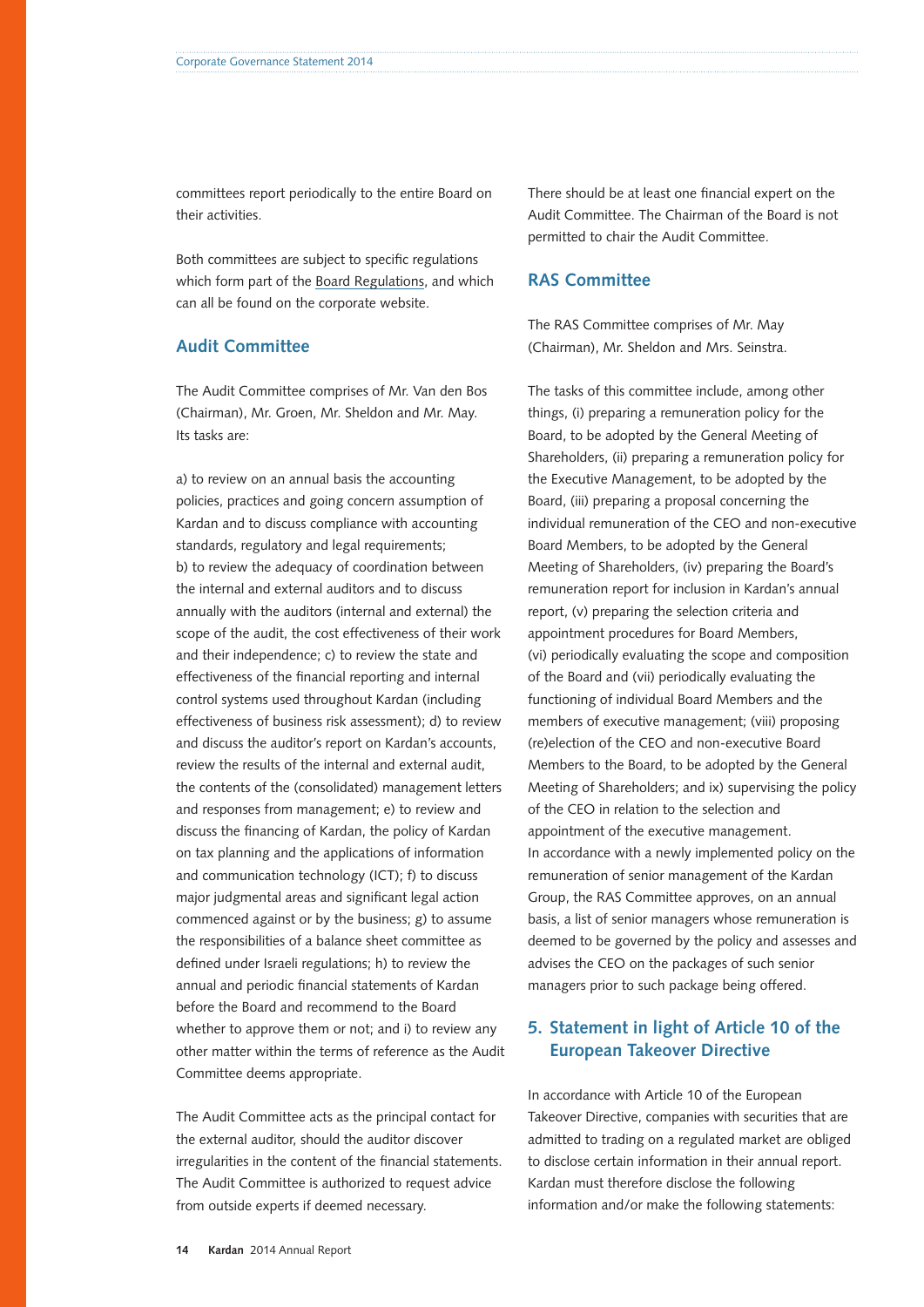committees report periodically to the entire Board on their activities.

Both committees are subject to specific regulations which form part of the Board Regulations, and which can all be found on the corporate website.

### Audit Committee

The Audit Committee comprises of Mr. Van den Bos (Chairman), Mr. Groen, Mr. Sheldon and Mr. May. Its tasks are:

a) to review on an annual basis the accounting policies, practices and going concern assumption of Kardan and to discuss compliance with accounting standards, regulatory and legal requirements; b) to review the adequacy of coordination between the internal and external auditors and to discuss annually with the auditors (internal and external) the scope of the audit, the cost effectiveness of their work and their independence; c) to review the state and effectiveness of the financial reporting and internal control systems used throughout Kardan (including effectiveness of business risk assessment); d) to review and discuss the auditor's report on Kardan's accounts, review the results of the internal and external audit, the contents of the (consolidated) management letters and responses from management; e) to review and discuss the financing of Kardan, the policy of Kardan on tax planning and the applications of information and communication technology (ICT); f) to discuss major judgmental areas and significant legal action commenced against or by the business; g) to assume the responsibilities of a balance sheet committee as defined under Israeli regulations; h) to review the annual and periodic financial statements of Kardan before the Board and recommend to the Board whether to approve them or not; and i) to review any other matter within the terms of reference as the Audit Committee deems appropriate.

The Audit Committee acts as the principal contact for the external auditor, should the auditor discover irregularities in the content of the financial statements. The Audit Committee is authorized to request advice from outside experts if deemed necessary.

There should be at least one financial expert on the Audit Committee. The Chairman of the Board is not permitted to chair the Audit Committee.

### RAS Committee

The RAS Committee comprises of Mr. May (Chairman), Mr. Sheldon and Mrs. Seinstra.

The tasks of this committee include, among other things, (i) preparing a remuneration policy for the Board, to be adopted by the General Meeting of Shareholders, (ii) preparing a remuneration policy for the Executive Management, to be adopted by the Board, (iii) preparing a proposal concerning the individual remuneration of the CEO and non-executive Board Members, to be adopted by the General Meeting of Shareholders, (iv) preparing the Board's remuneration report for inclusion in Kardan's annual report, (v) preparing the selection criteria and appointment procedures for Board Members, (vi) periodically evaluating the scope and composition of the Board and (vii) periodically evaluating the functioning of individual Board Members and the members of executive management; (viii) proposing (re)election of the CEO and non-executive Board Members to the Board, to be adopted by the General Meeting of Shareholders; and ix) supervising the policy of the CEO in relation to the selection and appointment of the executive management.
In accordance with a newly implemented policy on the remuneration of senior management of the Kardan Group, the RAS Committee approves, on an annual basis, a list of senior managers whose remuneration is deemed to be governed by the policy and assesses and advises the CEO on the packages of such senior managers prior to such package being offered.

## 5. Statement in light of Article 10 of the European Takeover Directive

In accordance with Article 10 of the European Takeover Directive, companies with securities that are admitted to trading on a regulated market are obliged to disclose certain information in their annual report. Kardan must therefore disclose the following information and/or make the following statements: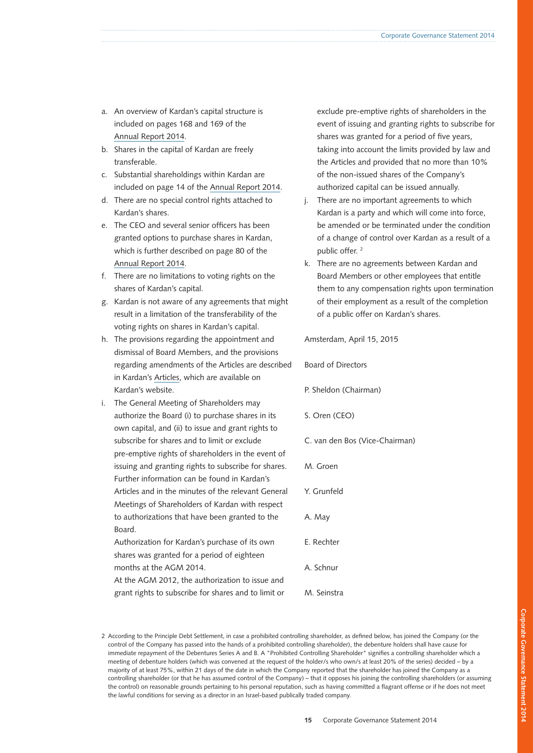a. An overview of Kardan's capital structure is included on pages 168 and 169 of the Annual Report 2014.
b. Shares in the capital of Kardan are freely transferable.
c. Substantial shareholdings within Kardan are included on page 14 of the Annual Report 2014.
d. There are no special control rights attached to Kardan's shares.
e. The CEO and several senior officers has been granted options to purchase shares in Kardan, which is further described on page 80 of the Annual Report 2014.
f. There are no limitations to voting rights on the shares of Kardan's capital.
g. Kardan is not aware of any agreements that might result in a limitation of the transferability of the voting rights on shares in Kardan's capital.
h. The provisions regarding the appointment and dismissal of Board Members, and the provisions regarding amendments of the Articles are described in Kardan's Articles, which are available on Kardan's website.
i. The General Meeting of Shareholders may authorize the Board (i) to purchase shares in its own capital, and (ii) to issue and grant rights to subscribe for shares and to limit or exclude pre-emptive rights of shareholders in the event of issuing and granting rights to subscribe for shares. Further information can be found in Kardan's Articles and in the minutes of the relevant General Meetings of Shareholders of Kardan with respect to authorizations that have been granted to the Board.
   Authorization for Kardan's purchase of its own shares was granted for a period of eighteen months at the AGM 2014.
   At the AGM 2012, the authorization to issue and grant rights to subscribe for shares and to limit or exclude pre-emptive rights of shareholders in the event of issuing and granting rights to subscribe for shares was granted for a period of five years, taking into account the limits provided by law and the Articles and provided that no more than 10% of the non-issued shares of the Company's authorized capital can be issued annually.
j. There are no important agreements to which Kardan is a party and which will come into force, be amended or be terminated under the condition of a change of control over Kardan as a result of a public offer. [2]
k. There are no agreements between Kardan and Board Members or other employees that entitle them to any compensation rights upon termination of their employment as a result of the completion of a public offer on Kardan's shares.

Amsterdam, April 15, 2015

Board of Directors

P. Sheldon (Chairman)

S. Oren (CEO)

C. van den Bos (Vice-Chairman)

M. Groen

Y. Grunfeld

A. May

E. Rechter

A. Schnur

M. Seinstra

2 According to the Principle Debt Settlement, in case a prohibited controlling shareholder, as defined below, has joined the Company (or the control of the Company has passed into the hands of a prohibited controlling shareholder), the debenture holders shall have cause for immediate repayment of the Debentures Series A and B. A "Prohibited Controlling Shareholder" signifies a controlling shareholder which a meeting of debenture holders (which was convened at the request of the holder/s who own/s at least 20% of the series) decided – by a majority of at least 75%, within 21 days of the date in which the Company reported that the shareholder has joined the Company as a controlling shareholder (or that he has assumed control of the Company) – that it opposes his joining the controlling shareholders (or assuming the control) on reasonable grounds pertaining to his personal reputation, such as having committed a flagrant offense or if he does not meet the lawful conditions for serving as a director in an Israel-based publically traded company.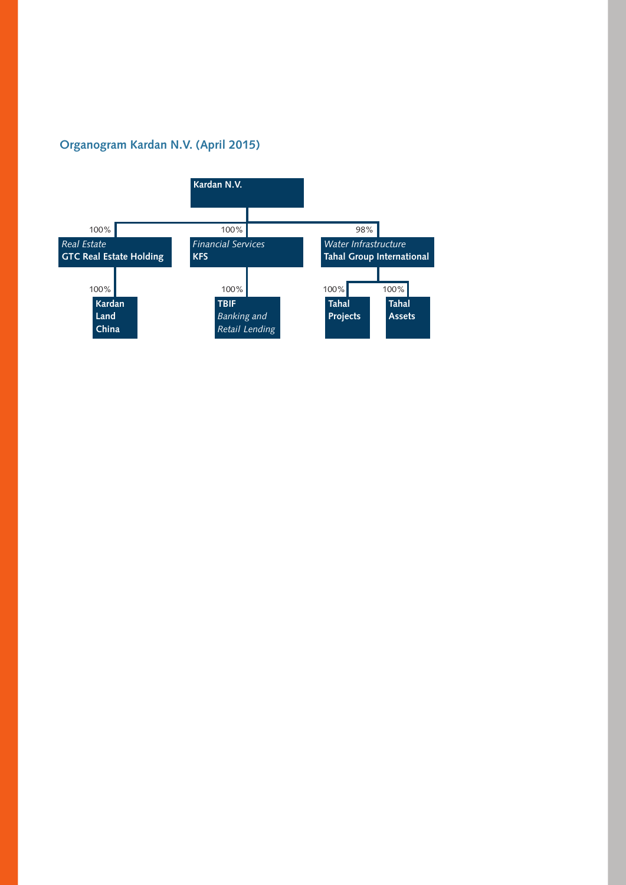## Organogram Kardan N.V. (April 2015)

Kardan N.V.

100%
*Real Estate*
**GTC Real Estate Holding**

100%
**Kardan Land China**

100%
*Financial Services*
**KFS**

100%
**TBIF**
*Banking and Retail Lending*

98%
*Water Infrastructure*
**Tahal Group International**

100%
**Tahal Projects**

100%
**Tahal Assets**